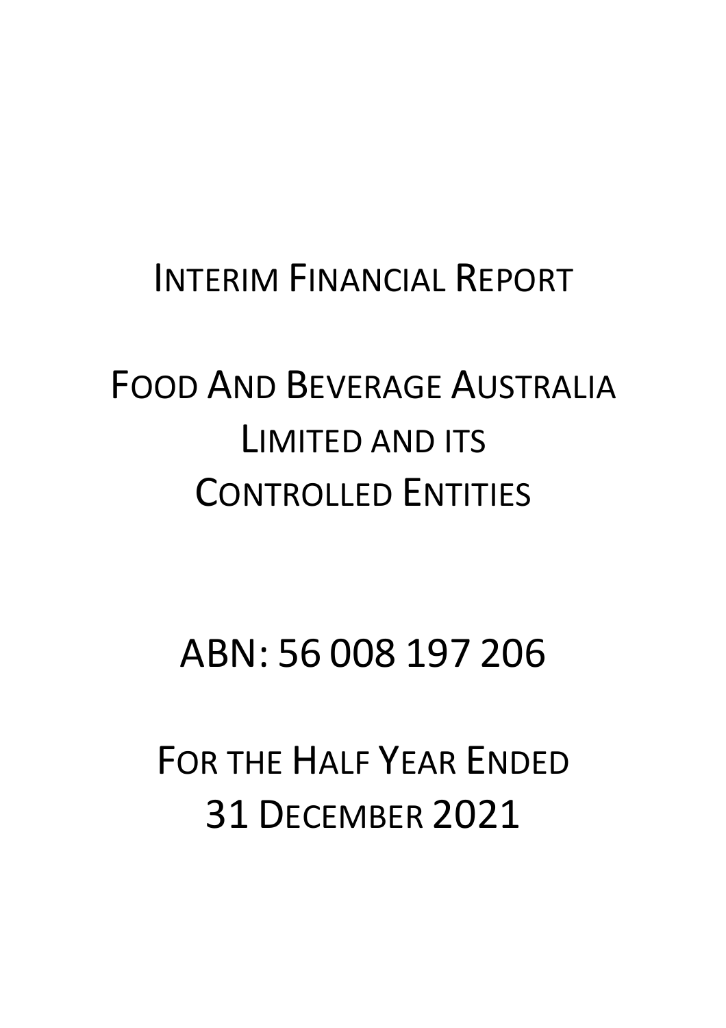# Interim Financial Report

# Food And Beverage Australia Limited and its Controlled Entities

ABN: 56 008 197 206

For the Half Year Ended 31 December 2021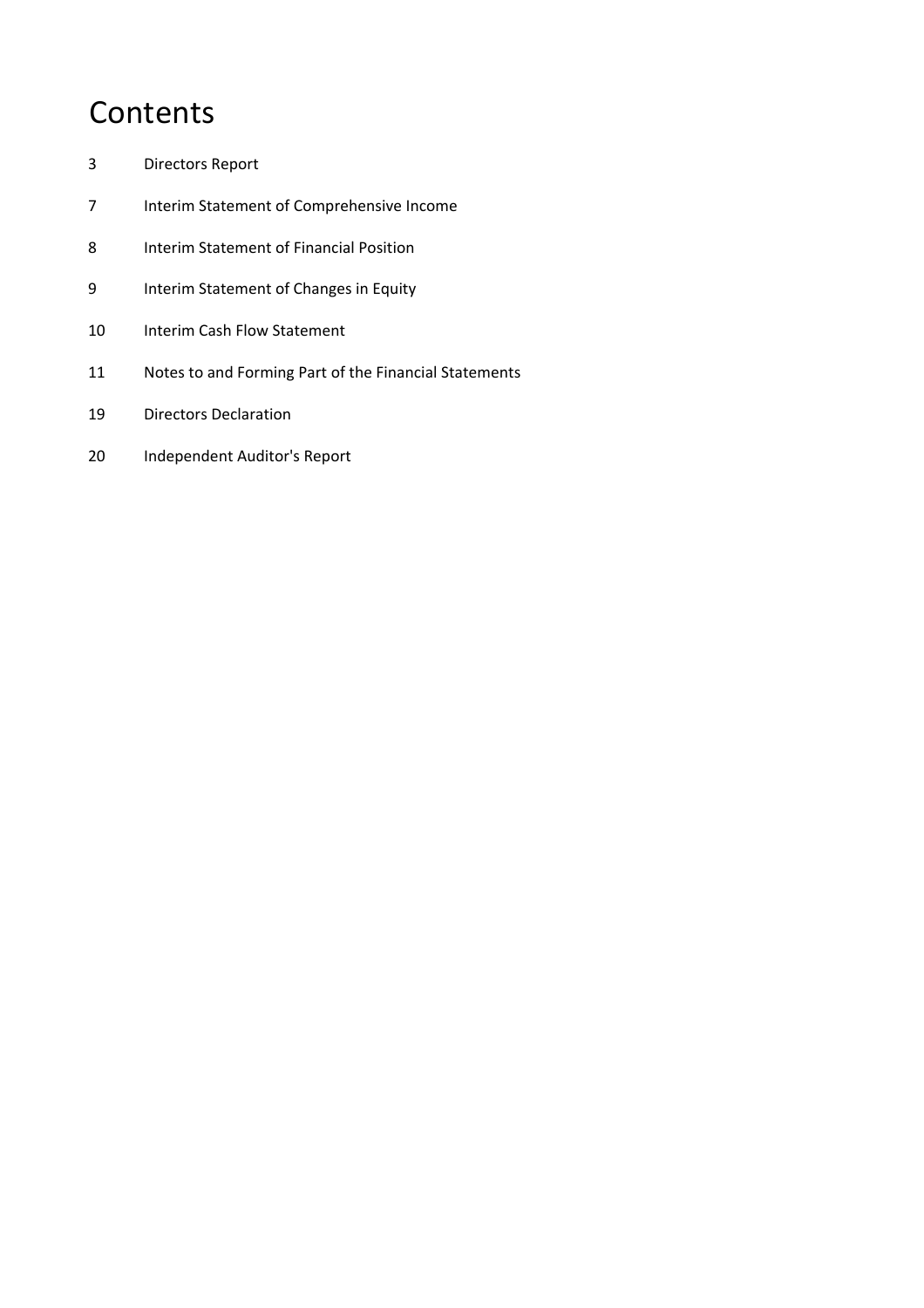# Contents

| | |
|---|---|
| 3 | Directors Report |
| 7 | Interim Statement of Comprehensive Income |
| 8 | Interim Statement of Financial Position |
| 9 | Interim Statement of Changes in Equity |
| 10 | Interim Cash Flow Statement |
| 11 | Notes to and Forming Part of the Financial Statements |
| 19 | Directors Declaration |
| 20 | Independent Auditor's Report |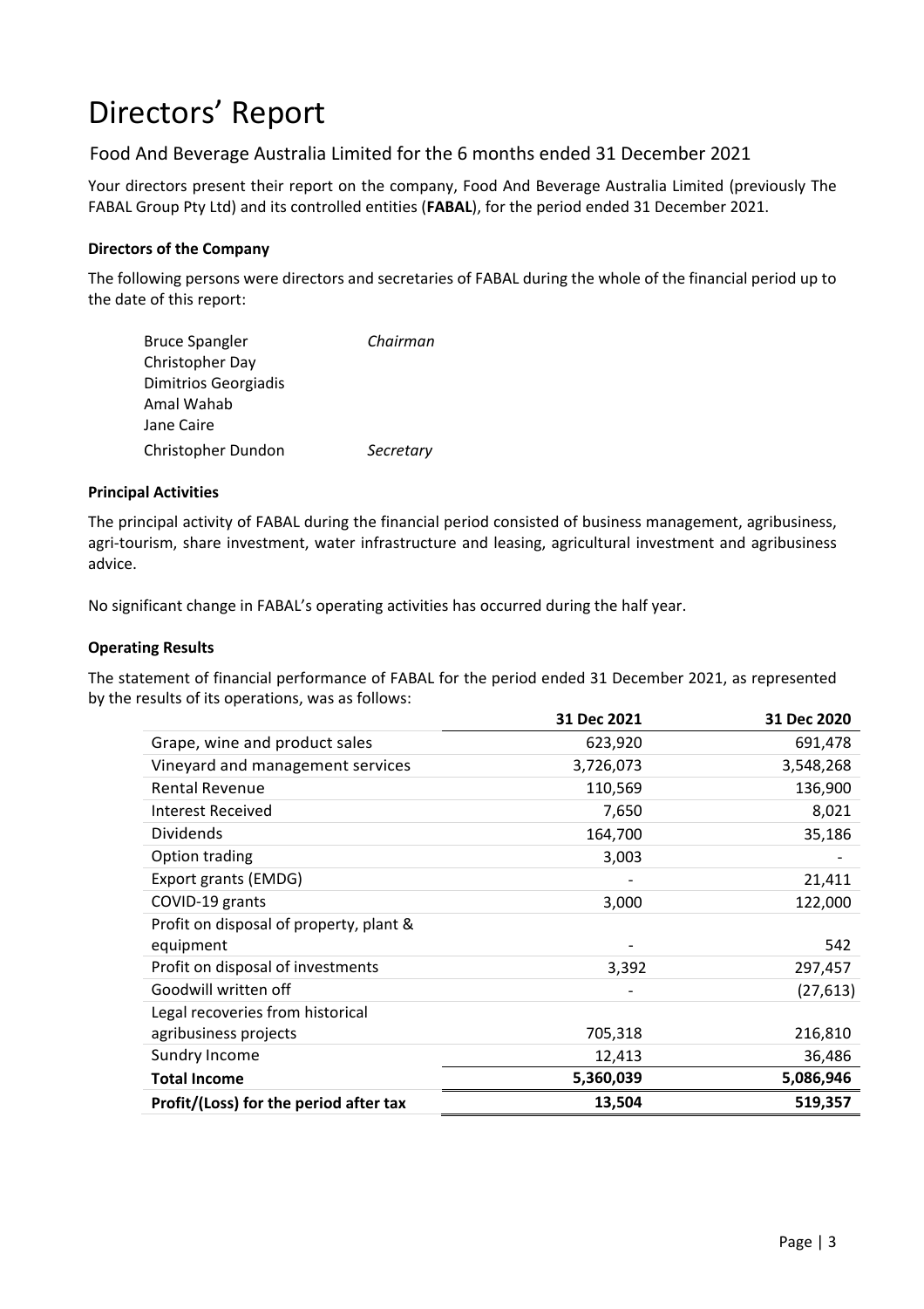# Directors' Report

## Food And Beverage Australia Limited for the 6 months ended 31 December 2021

Your directors present their report on the company, Food And Beverage Australia Limited (previously The FABAL Group Pty Ltd) and its controlled entities (**FABAL**), for the period ended 31 December 2021.

**Directors of the Company**

The following persons were directors and secretaries of FABAL during the whole of the financial period up to the date of this report:

| | |
|---|---|
| Bruce Spangler | *Chairman* |
| Christopher Day | |
| Dimitrios Georgiadis | |
| Amal Wahab | |
| Jane Caire | |
| Christopher Dundon | *Secretary* |

**Principal Activities**

The principal activity of FABAL during the financial period consisted of business management, agribusiness, agri-tourism, share investment, water infrastructure and leasing, agricultural investment and agribusiness advice.

No significant change in FABAL's operating activities has occurred during the half year.

**Operating Results**

The statement of financial performance of FABAL for the period ended 31 December 2021, as represented by the results of its operations, was as follows:

| | 31 Dec 2021 | 31 Dec 2020 |
|---|---|---|
| Grape, wine and product sales | 623,920 | 691,478 |
| Vineyard and management services | 3,726,073 | 3,548,268 |
| Rental Revenue | 110,569 | 136,900 |
| Interest Received | 7,650 | 8,021 |
| Dividends | 164,700 | 35,186 |
| Option trading | 3,003 | - |
| Export grants (EMDG) | - | 21,411 |
| COVID-19 grants | 3,000 | 122,000 |
| Profit on disposal of property, plant & equipment | - | 542 |
| Profit on disposal of investments | 3,392 | 297,457 |
| Goodwill written off | - | (27,613) |
| Legal recoveries from historical agribusiness projects | 705,318 | 216,810 |
| Sundry Income | 12,413 | 36,486 |
| **Total Income** | **5,360,039** | **5,086,946** |
| **Profit/(Loss) for the period after tax** | **13,504** | **519,357** |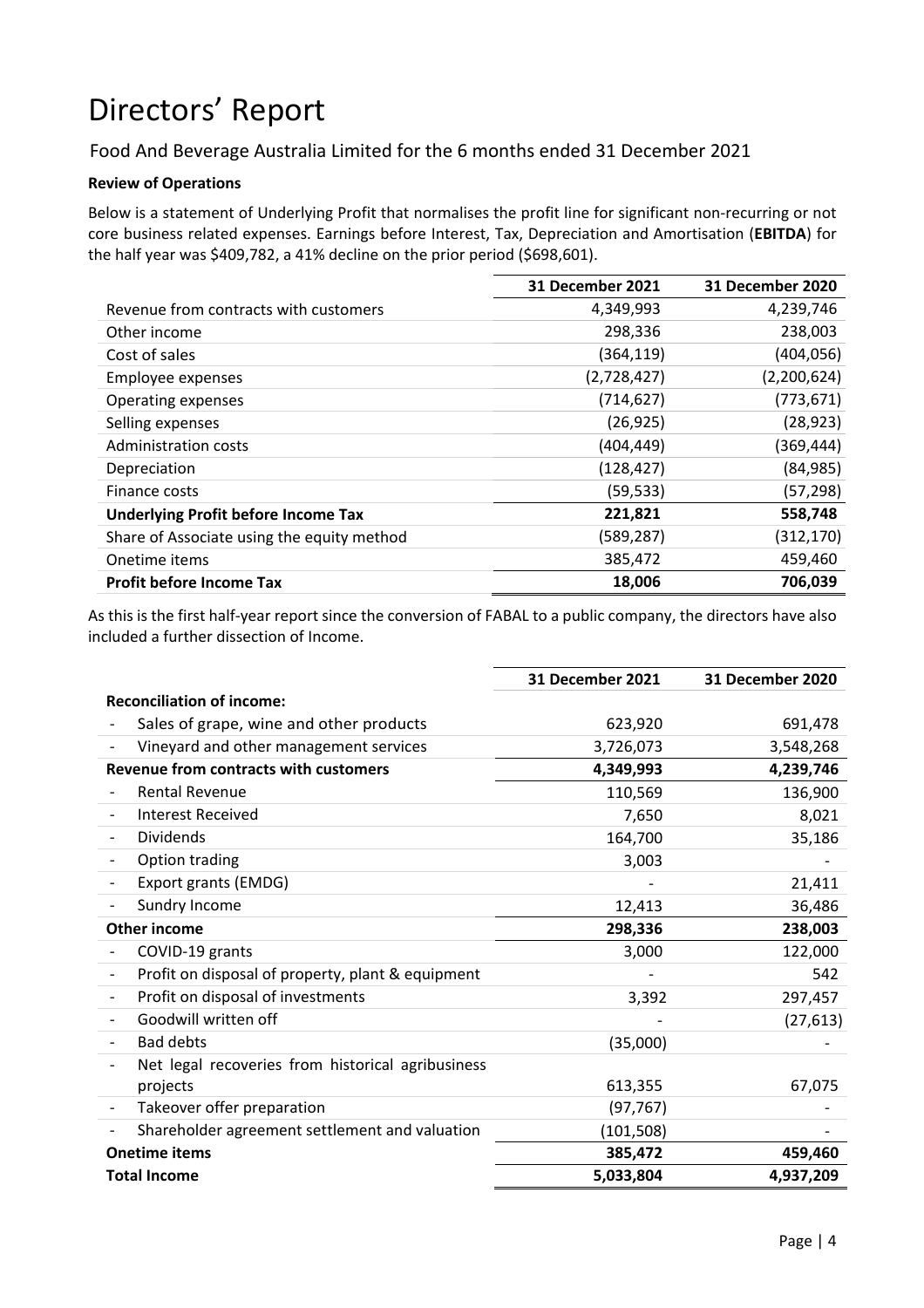# Directors' Report

Food And Beverage Australia Limited for the 6 months ended 31 December 2021

**Review of Operations**

Below is a statement of Underlying Profit that normalises the profit line for significant non-recurring or not core business related expenses. Earnings before Interest, Tax, Depreciation and Amortisation (**EBITDA**) for the half year was $409,782, a 41% decline on the prior period ($698,601).

| | 31 December 2021 | 31 December 2020 |
|---|---|---|
| Revenue from contracts with customers | 4,349,993 | 4,239,746 |
| Other income | 298,336 | 238,003 |
| Cost of sales | (364,119) | (404,056) |
| Employee expenses | (2,728,427) | (2,200,624) |
| Operating expenses | (714,627) | (773,671) |
| Selling expenses | (26,925) | (28,923) |
| Administration costs | (404,449) | (369,444) |
| Depreciation | (128,427) | (84,985) |
| Finance costs | (59,533) | (57,298) |
| **Underlying Profit before Income Tax** | **221,821** | **558,748** |
| Share of Associate using the equity method | (589,287) | (312,170) |
| Onetime items | 385,472 | 459,460 |
| **Profit before Income Tax** | **18,006** | **706,039** |

As this is the first half-year report since the conversion of FABAL to a public company, the directors have also included a further dissection of Income.

| | 31 December 2021 | 31 December 2020 |
|---|---|---|
| **Reconciliation of income:** | | |
| - Sales of grape, wine and other products | 623,920 | 691,478 |
| - Vineyard and other management services | 3,726,073 | 3,548,268 |
| **Revenue from contracts with customers** | **4,349,993** | **4,239,746** |
| - Rental Revenue | 110,569 | 136,900 |
| - Interest Received | 7,650 | 8,021 |
| - Dividends | 164,700 | 35,186 |
| - Option trading | 3,003 | - |
| - Export grants (EMDG) | - | 21,411 |
| - Sundry Income | 12,413 | 36,486 |
| **Other income** | **298,336** | **238,003** |
| - COVID-19 grants | 3,000 | 122,000 |
| - Profit on disposal of property, plant & equipment | - | 542 |
| - Profit on disposal of investments | 3,392 | 297,457 |
| - Goodwill written off | - | (27,613) |
| - Bad debts | (35,000) | - |
| - Net legal recoveries from historical agribusiness projects | 613,355 | 67,075 |
| - Takeover offer preparation | (97,767) | - |
| - Shareholder agreement settlement and valuation | (101,508) | - |
| **Onetime items** | **385,472** | **459,460** |
| **Total Income** | **5,033,804** | **4,937,209** |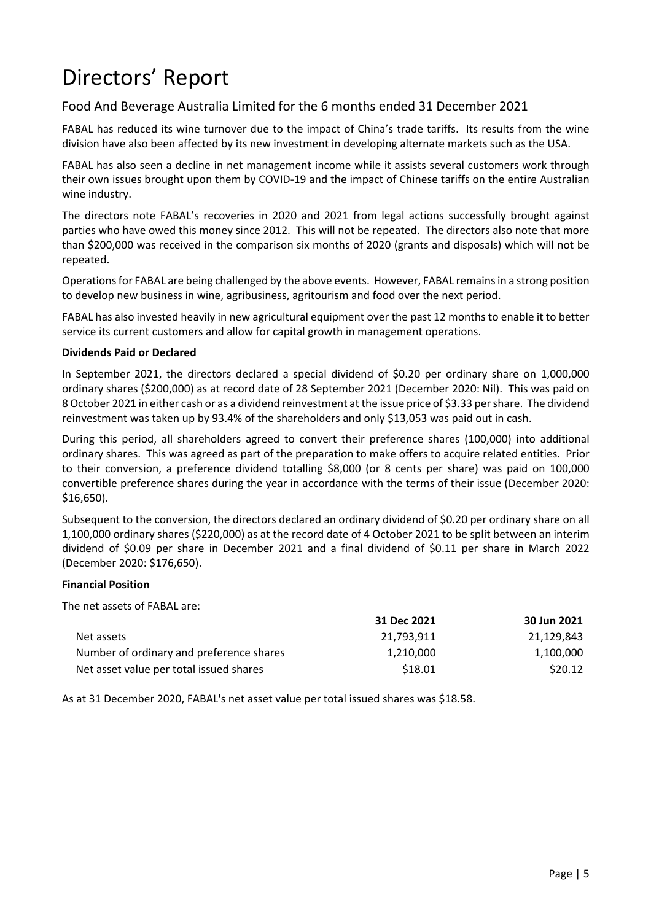# Directors' Report

## Food And Beverage Australia Limited for the 6 months ended 31 December 2021

FABAL has reduced its wine turnover due to the impact of China's trade tariffs. Its results from the wine division have also been affected by its new investment in developing alternate markets such as the USA.

FABAL has also seen a decline in net management income while it assists several customers work through their own issues brought upon them by COVID-19 and the impact of Chinese tariffs on the entire Australian wine industry.

The directors note FABAL's recoveries in 2020 and 2021 from legal actions successfully brought against parties who have owed this money since 2012. This will not be repeated. The directors also note that more than $200,000 was received in the comparison six months of 2020 (grants and disposals) which will not be repeated.

Operations for FABAL are being challenged by the above events. However, FABAL remains in a strong position to develop new business in wine, agribusiness, agritourism and food over the next period.

FABAL has also invested heavily in new agricultural equipment over the past 12 months to enable it to better service its current customers and allow for capital growth in management operations.

**Dividends Paid or Declared**

In September 2021, the directors declared a special dividend of $0.20 per ordinary share on 1,000,000 ordinary shares ($200,000) as at record date of 28 September 2021 (December 2020: Nil). This was paid on 8 October 2021 in either cash or as a dividend reinvestment at the issue price of $3.33 per share. The dividend reinvestment was taken up by 93.4% of the shareholders and only $13,053 was paid out in cash.

During this period, all shareholders agreed to convert their preference shares (100,000) into additional ordinary shares. This was agreed as part of the preparation to make offers to acquire related entities. Prior to their conversion, a preference dividend totalling $8,000 (or 8 cents per share) was paid on 100,000 convertible preference shares during the year in accordance with the terms of their issue (December 2020: $16,650).

Subsequent to the conversion, the directors declared an ordinary dividend of $0.20 per ordinary share on all 1,100,000 ordinary shares ($220,000) as at the record date of 4 October 2021 to be split between an interim dividend of $0.09 per share in December 2021 and a final dividend of $0.11 per share in March 2022 (December 2020: $176,650).

**Financial Position**

The net assets of FABAL are:

| | 31 Dec 2021 | 30 Jun 2021 |
|---|---|---|
| Net assets | 21,793,911 | 21,129,843 |
| Number of ordinary and preference shares | 1,210,000 | 1,100,000 |
| Net asset value per total issued shares | $18.01 | $20.12 |

As at 31 December 2020, FABAL's net asset value per total issued shares was $18.58.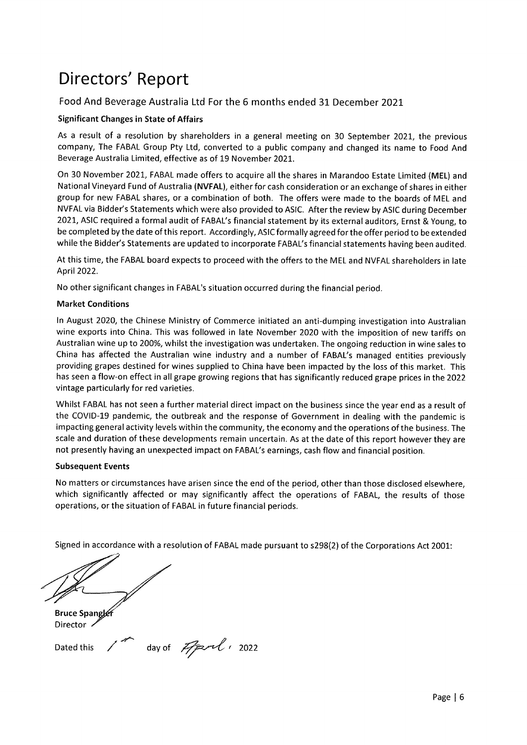# Directors' Report

## Food And Beverage Australia Ltd For the 6 months ended 31 December 2021

### Significant Changes in State of Affairs

As a result of a resolution by shareholders in a general meeting on 30 September 2021, the previous company, The FABAL Group Pty Ltd, converted to a public company and changed its name to Food And Beverage Australia Limited, effective as of 19 November 2021.

On 30 November 2021, FABAL made offers to acquire all the shares in Marandoo Estate Limited (**MEL**) and National Vineyard Fund of Australia (**NVFAL**), either for cash consideration or an exchange of shares in either group for new FABAL shares, or a combination of both. The offers were made to the boards of MEL and NVFAL via Bidder's Statements which were also provided to ASIC. After the review by ASIC during December 2021, ASIC required a formal audit of FABAL's financial statement by its external auditors, Ernst & Young, to be completed by the date of this report. Accordingly, ASIC formally agreed for the offer period to be extended while the Bidder's Statements are updated to incorporate FABAL's financial statements having been audited.

At this time, the FABAL board expects to proceed with the offers to the MEL and NVFAL shareholders in late April 2022.

No other significant changes in FABAL's situation occurred during the financial period.

### Market Conditions

In August 2020, the Chinese Ministry of Commerce initiated an anti-dumping investigation into Australian wine exports into China. This was followed in late November 2020 with the imposition of new tariffs on Australian wine up to 200%, whilst the investigation was undertaken. The ongoing reduction in wine sales to China has affected the Australian wine industry and a number of FABAL's managed entities previously providing grapes destined for wines supplied to China have been impacted by the loss of this market. This has seen a flow-on effect in all grape growing regions that has significantly reduced grape prices in the 2022 vintage particularly for red varieties.

Whilst FABAL has not seen a further material direct impact on the business since the year end as a result of the COVID-19 pandemic, the outbreak and the response of Government in dealing with the pandemic is impacting general activity levels within the community, the economy and the operations of the business. The scale and duration of these developments remain uncertain. As at the date of this report however they are not presently having an unexpected impact on FABAL's earnings, cash flow and financial position.

### Subsequent Events

No matters or circumstances have arisen since the end of the period, other than those disclosed elsewhere, which significantly affected or may significantly affect the operations of FABAL, the results of those operations, or the situation of FABAL in future financial periods.

Signed in accordance with a resolution of FABAL made pursuant to s298(2) of the Corporations Act 2001:

**Bruce Spangler**
Director

Dated this 1st day of April, 2022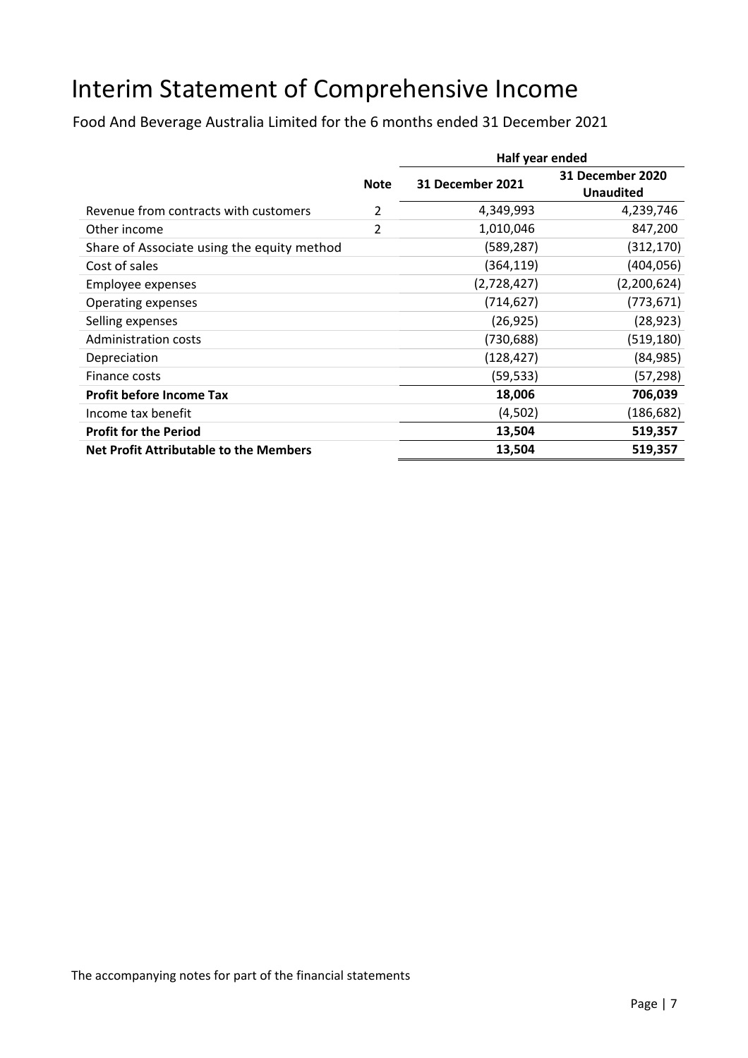# Interim Statement of Comprehensive Income

Food And Beverage Australia Limited for the 6 months ended 31 December 2021

| | Note | Half year ended | |
|---|---|---|---|
| | | 31 December 2021 | 31 December 2020 Unaudited |
| Revenue from contracts with customers | 2 | 4,349,993 | 4,239,746 |
| Other income | 2 | 1,010,046 | 847,200 |
| Share of Associate using the equity method | | (589,287) | (312,170) |
| Cost of sales | | (364,119) | (404,056) |
| Employee expenses | | (2,728,427) | (2,200,624) |
| Operating expenses | | (714,627) | (773,671) |
| Selling expenses | | (26,925) | (28,923) |
| Administration costs | | (730,688) | (519,180) |
| Depreciation | | (128,427) | (84,985) |
| Finance costs | | (59,533) | (57,298) |
| **Profit before Income Tax** | | **18,006** | **706,039** |
| Income tax benefit | | (4,502) | (186,682) |
| **Profit for the Period** | | **13,504** | **519,357** |
| **Net Profit Attributable to the Members** | | **13,504** | **519,357** |

The accompanying notes for part of the financial statements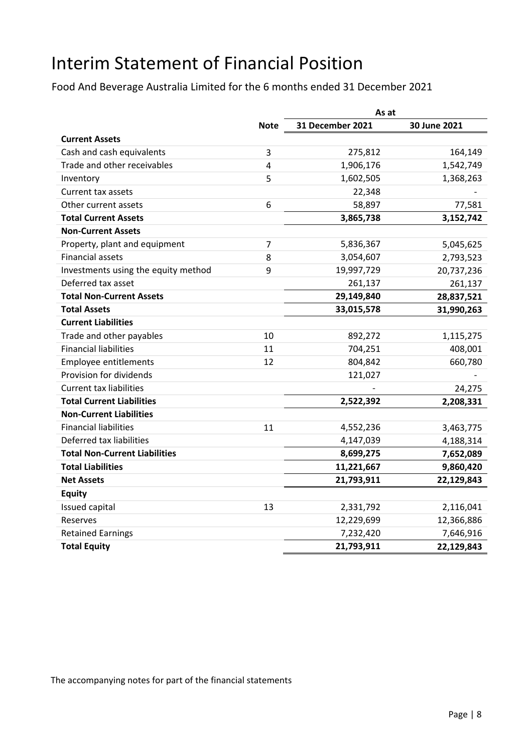# Interim Statement of Financial Position

Food And Beverage Australia Limited for the 6 months ended 31 December 2021

| | Note | As at | |
|---|---|---|---|
| | | **31 December 2021** | **30 June 2021** |
| **Current Assets** | | | |
| Cash and cash equivalents | 3 | 275,812 | 164,149 |
| Trade and other receivables | 4 | 1,906,176 | 1,542,749 |
| Inventory | 5 | 1,602,505 | 1,368,263 |
| Current tax assets | | 22,348 | - |
| Other current assets | 6 | 58,897 | 77,581 |
| **Total Current Assets** | | **3,865,738** | **3,152,742** |
| **Non-Current Assets** | | | |
| Property, plant and equipment | 7 | 5,836,367 | 5,045,625 |
| Financial assets | 8 | 3,054,607 | 2,793,523 |
| Investments using the equity method | 9 | 19,997,729 | 20,737,236 |
| Deferred tax asset | | 261,137 | 261,137 |
| **Total Non-Current Assets** | | **29,149,840** | **28,837,521** |
| **Total Assets** | | **33,015,578** | **31,990,263** |
| **Current Liabilities** | | | |
| Trade and other payables | 10 | 892,272 | 1,115,275 |
| Financial liabilities | 11 | 704,251 | 408,001 |
| Employee entitlements | 12 | 804,842 | 660,780 |
| Provision for dividends | | 121,027 | - |
| Current tax liabilities | | - | 24,275 |
| **Total Current Liabilities** | | **2,522,392** | **2,208,331** |
| **Non-Current Liabilities** | | | |
| Financial liabilities | 11 | 4,552,236 | 3,463,775 |
| Deferred tax liabilities | | 4,147,039 | 4,188,314 |
| **Total Non-Current Liabilities** | | **8,699,275** | **7,652,089** |
| **Total Liabilities** | | **11,221,667** | **9,860,420** |
| **Net Assets** | | **21,793,911** | **22,129,843** |
| **Equity** | | | |
| Issued capital | 13 | 2,331,792 | 2,116,041 |
| Reserves | | 12,229,699 | 12,366,886 |
| Retained Earnings | | 7,232,420 | 7,646,916 |
| **Total Equity** | | **21,793,911** | **22,129,843** |

The accompanying notes for part of the financial statements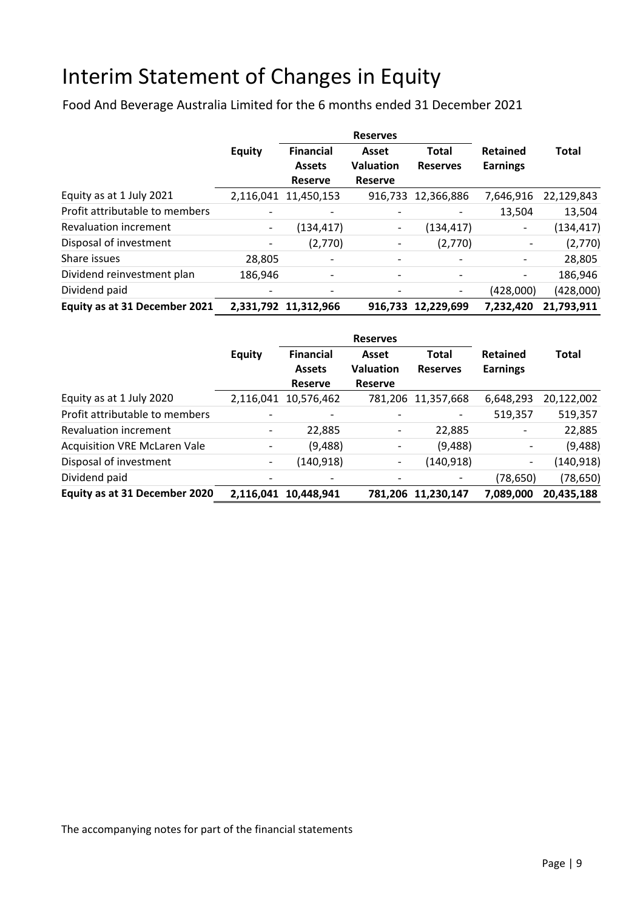# Interim Statement of Changes in Equity

Food And Beverage Australia Limited for the 6 months ended 31 December 2021

| | | Reserves | | | | |
|---|---|---|---|---|---|---|
| | Equity | Financial Assets Reserve | Asset Valuation Reserve | Total Reserves | Retained Earnings | Total |
| Equity as at 1 July 2021 | 2,116,041 | 11,450,153 | 916,733 | 12,366,886 | 7,646,916 | 22,129,843 |
| Profit attributable to members | - | - | - | - | 13,504 | 13,504 |
| Revaluation increment | - | (134,417) | - | (134,417) | - | (134,417) |
| Disposal of investment | - | (2,770) | - | (2,770) | - | (2,770) |
| Share issues | 28,805 | - | - | - | - | 28,805 |
| Dividend reinvestment plan | 186,946 | - | - | - | - | 186,946 |
| Dividend paid | - | - | - | - | (428,000) | (428,000) |
| **Equity as at 31 December 2021** | **2,331,792** | **11,312,966** | **916,733** | **12,229,699** | **7,232,420** | **21,793,911** |

| | | Reserves | | | | |
|---|---|---|---|---|---|---|
| | Equity | Financial Assets Reserve | Asset Valuation Reserve | Total Reserves | Retained Earnings | Total |
| Equity as at 1 July 2020 | 2,116,041 | 10,576,462 | 781,206 | 11,357,668 | 6,648,293 | 20,122,002 |
| Profit attributable to members | - | - | - | - | 519,357 | 519,357 |
| Revaluation increment | - | 22,885 | - | 22,885 | - | 22,885 |
| Acquisition VRE McLaren Vale | - | (9,488) | - | (9,488) | - | (9,488) |
| Disposal of investment | - | (140,918) | - | (140,918) | - | (140,918) |
| Dividend paid | - | - | - | - | (78,650) | (78,650) |
| **Equity as at 31 December 2020** | **2,116,041** | **10,448,941** | **781,206** | **11,230,147** | **7,089,000** | **20,435,188** |

The accompanying notes for part of the financial statements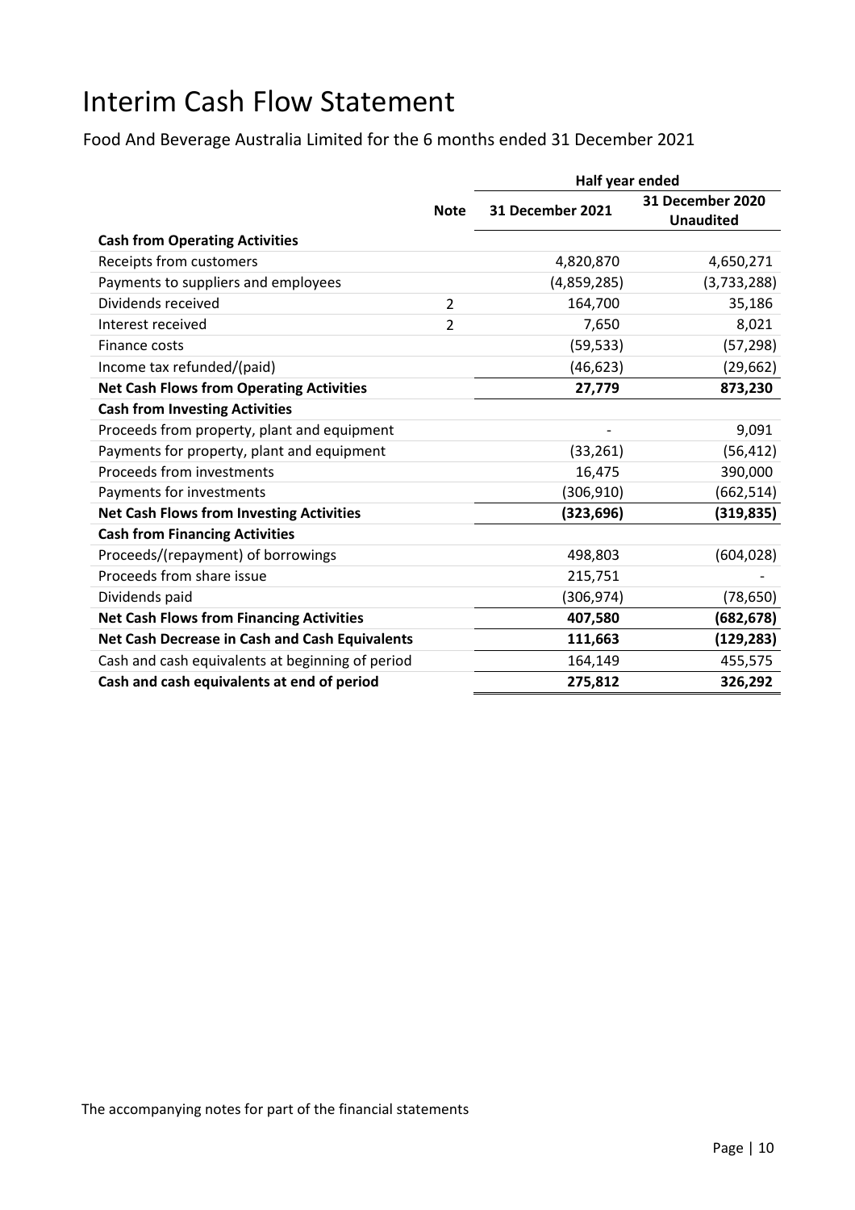# Interim Cash Flow Statement

Food And Beverage Australia Limited for the 6 months ended 31 December 2021

| | Note | Half year ended | |
|---|---|---|---|
| | | 31 December 2021 | 31 December 2020 Unaudited |
| **Cash from Operating Activities** | | | |
| Receipts from customers | | 4,820,870 | 4,650,271 |
| Payments to suppliers and employees | | (4,859,285) | (3,733,288) |
| Dividends received | 2 | 164,700 | 35,186 |
| Interest received | 2 | 7,650 | 8,021 |
| Finance costs | | (59,533) | (57,298) |
| Income tax refunded/(paid) | | (46,623) | (29,662) |
| **Net Cash Flows from Operating Activities** | | **27,779** | **873,230** |
| **Cash from Investing Activities** | | | |
| Proceeds from property, plant and equipment | | - | 9,091 |
| Payments for property, plant and equipment | | (33,261) | (56,412) |
| Proceeds from investments | | 16,475 | 390,000 |
| Payments for investments | | (306,910) | (662,514) |
| **Net Cash Flows from Investing Activities** | | **(323,696)** | **(319,835)** |
| **Cash from Financing Activities** | | | |
| Proceeds/(repayment) of borrowings | | 498,803 | (604,028) |
| Proceeds from share issue | | 215,751 | - |
| Dividends paid | | (306,974) | (78,650) |
| **Net Cash Flows from Financing Activities** | | **407,580** | **(682,678)** |
| **Net Cash Decrease in Cash and Cash Equivalents** | | **111,663** | **(129,283)** |
| Cash and cash equivalents at beginning of period | | 164,149 | 455,575 |
| **Cash and cash equivalents at end of period** | | **275,812** | **326,292** |

The accompanying notes for part of the financial statements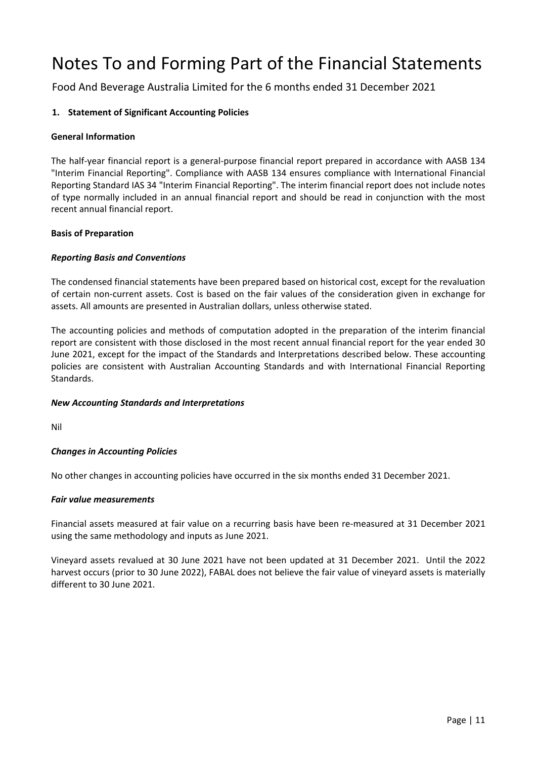# Notes To and Forming Part of the Financial Statements

Food And Beverage Australia Limited for the 6 months ended 31 December 2021

## 1. Statement of Significant Accounting Policies

**General Information**

The half-year financial report is a general-purpose financial report prepared in accordance with AASB 134 "Interim Financial Reporting". Compliance with AASB 134 ensures compliance with International Financial Reporting Standard IAS 34 "Interim Financial Reporting". The interim financial report does not include notes of type normally included in an annual financial report and should be read in conjunction with the most recent annual financial report.

**Basis of Preparation**

***Reporting Basis and Conventions***

The condensed financial statements have been prepared based on historical cost, except for the revaluation of certain non-current assets. Cost is based on the fair values of the consideration given in exchange for assets. All amounts are presented in Australian dollars, unless otherwise stated.

The accounting policies and methods of computation adopted in the preparation of the interim financial report are consistent with those disclosed in the most recent annual financial report for the year ended 30 June 2021, except for the impact of the Standards and Interpretations described below. These accounting policies are consistent with Australian Accounting Standards and with International Financial Reporting Standards.

***New Accounting Standards and Interpretations***

Nil

***Changes in Accounting Policies***

No other changes in accounting policies have occurred in the six months ended 31 December 2021.

***Fair value measurements***

Financial assets measured at fair value on a recurring basis have been re-measured at 31 December 2021 using the same methodology and inputs as June 2021.

Vineyard assets revalued at 30 June 2021 have not been updated at 31 December 2021. Until the 2022 harvest occurs (prior to 30 June 2022), FABAL does not believe the fair value of vineyard assets is materially different to 30 June 2021.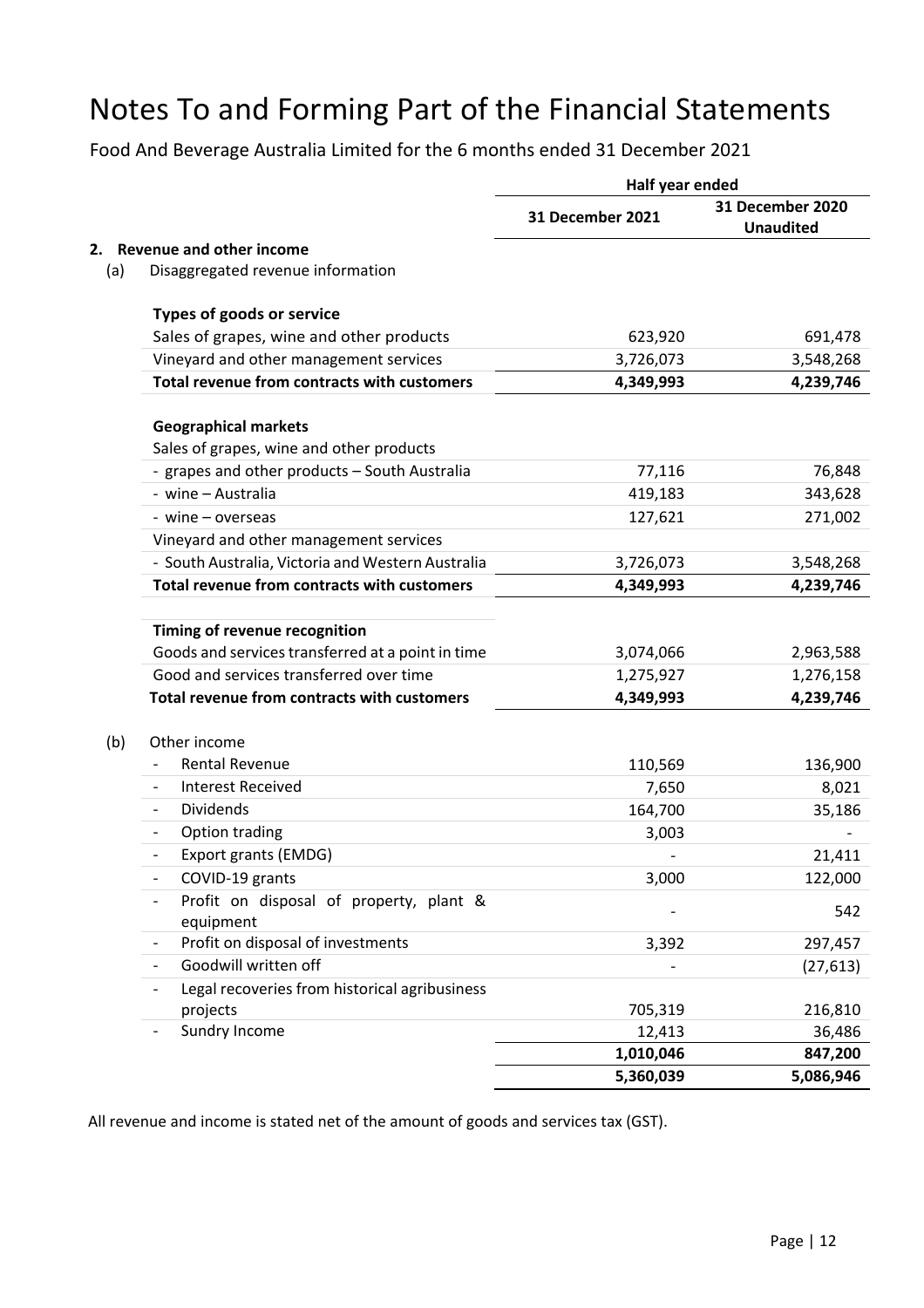# Notes To and Forming Part of the Financial Statements

Food And Beverage Australia Limited for the 6 months ended 31 December 2021

| | Half year ended | |
|---|---|---|
| | **31 December 2021** | **31 December 2020 Unaudited** |
| **2. Revenue and other income** | | |
| (a) Disaggregated revenue information | | |
| **Types of goods or service** | | |
| Sales of grapes, wine and other products | 623,920 | 691,478 |
| Vineyard and other management services | 3,726,073 | 3,548,268 |
| **Total revenue from contracts with customers** | **4,349,993** | **4,239,746** |
| **Geographical markets** | | |
| Sales of grapes, wine and other products | | |
| - grapes and other products – South Australia | 77,116 | 76,848 |
| - wine – Australia | 419,183 | 343,628 |
| - wine – overseas | 127,621 | 271,002 |
| Vineyard and other management services | | |
| - South Australia, Victoria and Western Australia | 3,726,073 | 3,548,268 |
| **Total revenue from contracts with customers** | **4,349,993** | **4,239,746** |
| **Timing of revenue recognition** | | |
| Goods and services transferred at a point in time | 3,074,066 | 2,963,588 |
| Good and services transferred over time | 1,275,927 | 1,276,158 |
| **Total revenue from contracts with customers** | **4,349,993** | **4,239,746** |
| (b) Other income | | |
| - Rental Revenue | 110,569 | 136,900 |
| - Interest Received | 7,650 | 8,021 |
| - Dividends | 164,700 | 35,186 |
| - Option trading | 3,003 | - |
| - Export grants (EMDG) | - | 21,411 |
| - COVID-19 grants | 3,000 | 122,000 |
| - Profit on disposal of property, plant & equipment | - | 542 |
| - Profit on disposal of investments | 3,392 | 297,457 |
| - Goodwill written off | - | (27,613) |
| - Legal recoveries from historical agribusiness projects | 705,319 | 216,810 |
| - Sundry Income | 12,413 | 36,486 |
| | **1,010,046** | **847,200** |
| | **5,360,039** | **5,086,946** |

All revenue and income is stated net of the amount of goods and services tax (GST).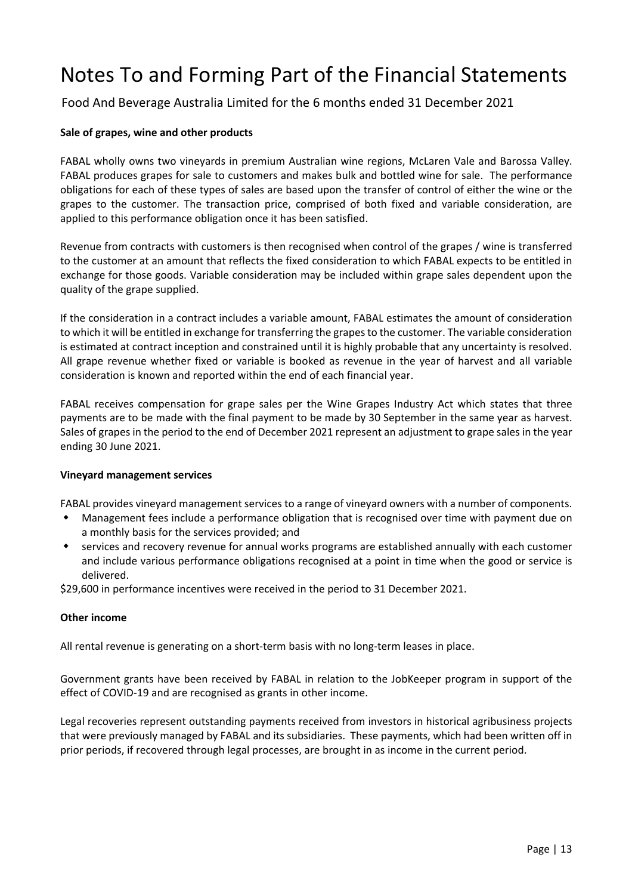# Notes To and Forming Part of the Financial Statements

Food And Beverage Australia Limited for the 6 months ended 31 December 2021

**Sale of grapes, wine and other products**

FABAL wholly owns two vineyards in premium Australian wine regions, McLaren Vale and Barossa Valley. FABAL produces grapes for sale to customers and makes bulk and bottled wine for sale. The performance obligations for each of these types of sales are based upon the transfer of control of either the wine or the grapes to the customer. The transaction price, comprised of both fixed and variable consideration, are applied to this performance obligation once it has been satisfied.

Revenue from contracts with customers is then recognised when control of the grapes / wine is transferred to the customer at an amount that reflects the fixed consideration to which FABAL expects to be entitled in exchange for those goods. Variable consideration may be included within grape sales dependent upon the quality of the grape supplied.

If the consideration in a contract includes a variable amount, FABAL estimates the amount of consideration to which it will be entitled in exchange for transferring the grapes to the customer. The variable consideration is estimated at contract inception and constrained until it is highly probable that any uncertainty is resolved. All grape revenue whether fixed or variable is booked as revenue in the year of harvest and all variable consideration is known and reported within the end of each financial year.

FABAL receives compensation for grape sales per the Wine Grapes Industry Act which states that three payments are to be made with the final payment to be made by 30 September in the same year as harvest. Sales of grapes in the period to the end of December 2021 represent an adjustment to grape sales in the year ending 30 June 2021.

**Vineyard management services**

FABAL provides vineyard management services to a range of vineyard owners with a number of components.

- Management fees include a performance obligation that is recognised over time with payment due on a monthly basis for the services provided; and
- services and recovery revenue for annual works programs are established annually with each customer and include various performance obligations recognised at a point in time when the good or service is delivered.

$29,600 in performance incentives were received in the period to 31 December 2021.

**Other income**

All rental revenue is generating on a short-term basis with no long-term leases in place.

Government grants have been received by FABAL in relation to the JobKeeper program in support of the effect of COVID-19 and are recognised as grants in other income.

Legal recoveries represent outstanding payments received from investors in historical agribusiness projects that were previously managed by FABAL and its subsidiaries. These payments, which had been written off in prior periods, if recovered through legal processes, are brought in as income in the current period.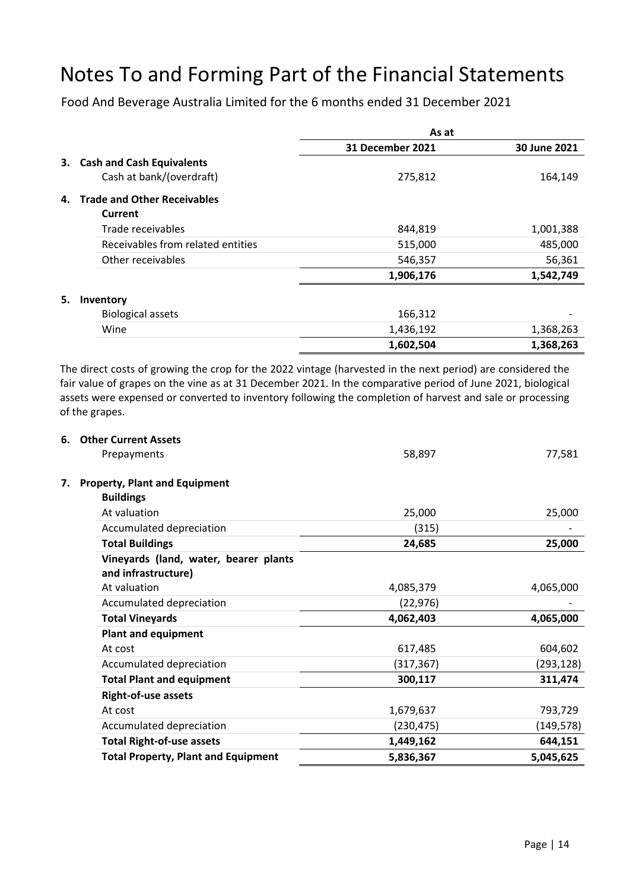# Notes To and Forming Part of the Financial Statements

Food And Beverage Australia Limited for the 6 months ended 31 December 2021

| | As at | |
|---|---|---|
| | **31 December 2021** | **30 June 2021** |
| **3. Cash and Cash Equivalents** | | |
| Cash at bank/(overdraft) | 275,812 | 164,149 |
| **4. Trade and Other Receivables** | | |
| **Current** | | |
| Trade receivables | 844,819 | 1,001,388 |
| Receivables from related entities | 515,000 | 485,000 |
| Other receivables | 546,357 | 56,361 |
| | **1,906,176** | **1,542,749** |
| **5. Inventory** | | |
| Biological assets | 166,312 | - |
| Wine | 1,436,192 | 1,368,263 |
| | **1,602,504** | **1,368,263** |

The direct costs of growing the crop for the 2022 vintage (harvested in the next period) are considered the fair value of grapes on the vine as at 31 December 2021. In the comparative period of June 2021, biological assets were expensed or converted to inventory following the completion of harvest and sale or processing of the grapes.

| | 31 December 2021 | 30 June 2021 |
|---|---|---|
| **6. Other Current Assets** | | |
| Prepayments | 58,897 | 77,581 |
| **7. Property, Plant and Equipment** | | |
| **Buildings** | | |
| At valuation | 25,000 | 25,000 |
| Accumulated depreciation | (315) | - |
| **Total Buildings** | **24,685** | **25,000** |
| **Vineyards (land, water, bearer plants and infrastructure)** | | |
| At valuation | 4,085,379 | 4,065,000 |
| Accumulated depreciation | (22,976) | - |
| **Total Vineyards** | **4,062,403** | **4,065,000** |
| **Plant and equipment** | | |
| At cost | 617,485 | 604,602 |
| Accumulated depreciation | (317,367) | (293,128) |
| **Total Plant and equipment** | **300,117** | **311,474** |
| **Right-of-use assets** | | |
| At cost | 1,679,637 | 793,729 |
| Accumulated depreciation | (230,475) | (149,578) |
| **Total Right-of-use assets** | **1,449,162** | **644,151** |
| **Total Property, Plant and Equipment** | **5,836,367** | **5,045,625** |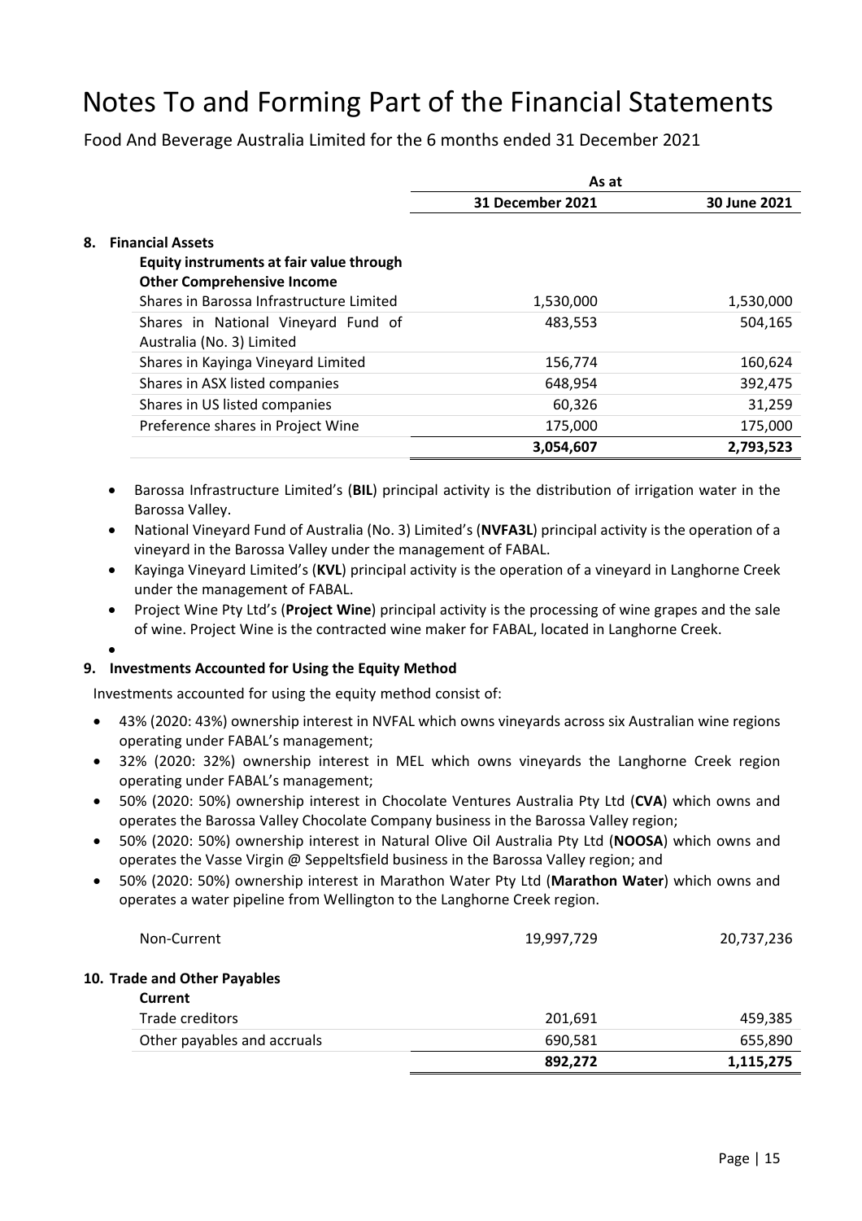# Notes To and Forming Part of the Financial Statements

Food And Beverage Australia Limited for the 6 months ended 31 December 2021

| | As at | |
|---|---|---|
| | **31 December 2021** | **30 June 2021** |
| **8. Financial Assets** | | |
| **Equity instruments at fair value through Other Comprehensive Income** | | |
| Shares in Barossa Infrastructure Limited | 1,530,000 | 1,530,000 |
| Shares in National Vineyard Fund of Australia (No. 3) Limited | 483,553 | 504,165 |
| Shares in Kayinga Vineyard Limited | 156,774 | 160,624 |
| Shares in ASX listed companies | 648,954 | 392,475 |
| Shares in US listed companies | 60,326 | 31,259 |
| Preference shares in Project Wine | 175,000 | 175,000 |
| | **3,054,607** | **2,793,523** |

- Barossa Infrastructure Limited's (**BIL**) principal activity is the distribution of irrigation water in the Barossa Valley.
- National Vineyard Fund of Australia (No. 3) Limited's (**NVFA3L**) principal activity is the operation of a vineyard in the Barossa Valley under the management of FABAL.
- Kayinga Vineyard Limited's (**KVL**) principal activity is the operation of a vineyard in Langhorne Creek under the management of FABAL.
- Project Wine Pty Ltd's (**Project Wine**) principal activity is the processing of wine grapes and the sale of wine. Project Wine is the contracted wine maker for FABAL, located in Langhorne Creek.

## 9. Investments Accounted for Using the Equity Method

Investments accounted for using the equity method consist of:

- 43% (2020: 43%) ownership interest in NVFAL which owns vineyards across six Australian wine regions operating under FABAL's management;
- 32% (2020: 32%) ownership interest in MEL which owns vineyards the Langhorne Creek region operating under FABAL's management;
- 50% (2020: 50%) ownership interest in Chocolate Ventures Australia Pty Ltd (**CVA**) which owns and operates the Barossa Valley Chocolate Company business in the Barossa Valley region;
- 50% (2020: 50%) ownership interest in Natural Olive Oil Australia Pty Ltd (**NOOSA**) which owns and operates the Vasse Virgin @ Seppeltsfield business in the Barossa Valley region; and
- 50% (2020: 50%) ownership interest in Marathon Water Pty Ltd (**Marathon Water**) which owns and operates a water pipeline from Wellington to the Langhorne Creek region.

| | 31 December 2021 | 30 June 2021 |
|---|---|---|
| Non-Current | 19,997,729 | 20,737,236 |

## 10. Trade and Other Payables

| | 31 December 2021 | 30 June 2021 |
|---|---|---|
| **Current** | | |
| Trade creditors | 201,691 | 459,385 |
| Other payables and accruals | 690,581 | 655,890 |
| | **892,272** | **1,115,275** |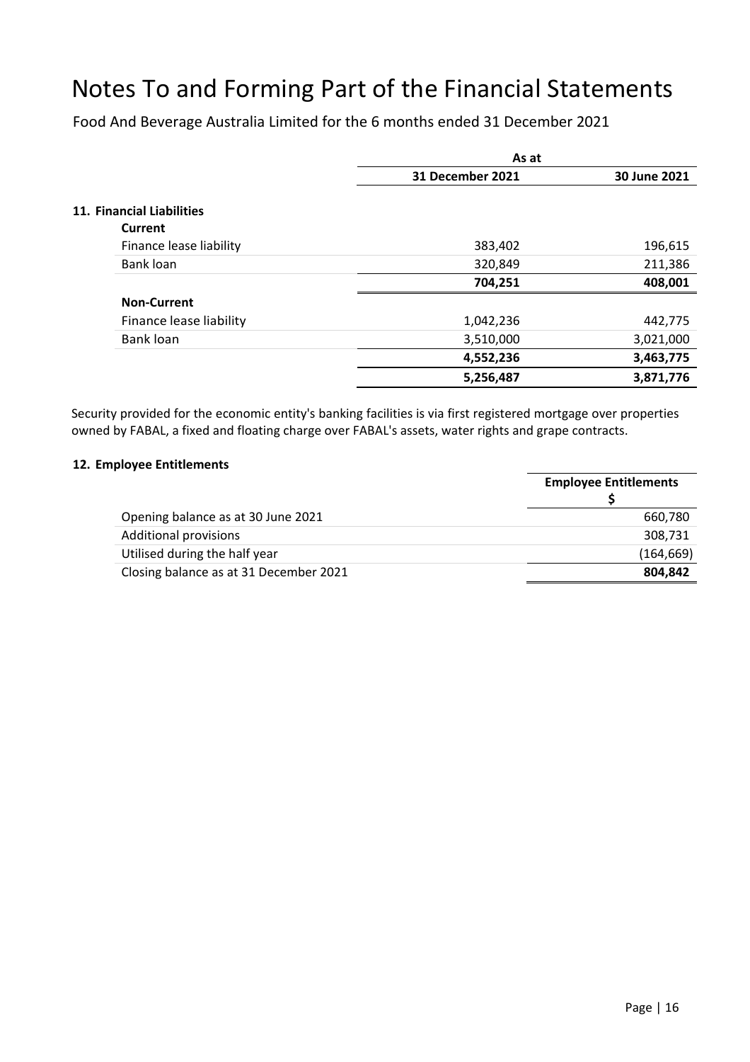# Notes To and Forming Part of the Financial Statements

Food And Beverage Australia Limited for the 6 months ended 31 December 2021

| | As at | |
|---|---|---|
| | **31 December 2021** | **30 June 2021** |
| **11. Financial Liabilities** | | |
| **Current** | | |
| Finance lease liability | 383,402 | 196,615 |
| Bank loan | 320,849 | 211,386 |
| | **704,251** | **408,001** |
| **Non-Current** | | |
| Finance lease liability | 1,042,236 | 442,775 |
| Bank loan | 3,510,000 | 3,021,000 |
| | **4,552,236** | **3,463,775** |
| | **5,256,487** | **3,871,776** |

Security provided for the economic entity's banking facilities is via first registered mortgage over properties owned by FABAL, a fixed and floating charge over FABAL's assets, water rights and grape contracts.

### 12. Employee Entitlements

| | **Employee Entitlements** |
|---|---|
| | **$** |
| Opening balance as at 30 June 2021 | 660,780 |
| Additional provisions | 308,731 |
| Utilised during the half year | (164,669) |
| Closing balance as at 31 December 2021 | **804,842** |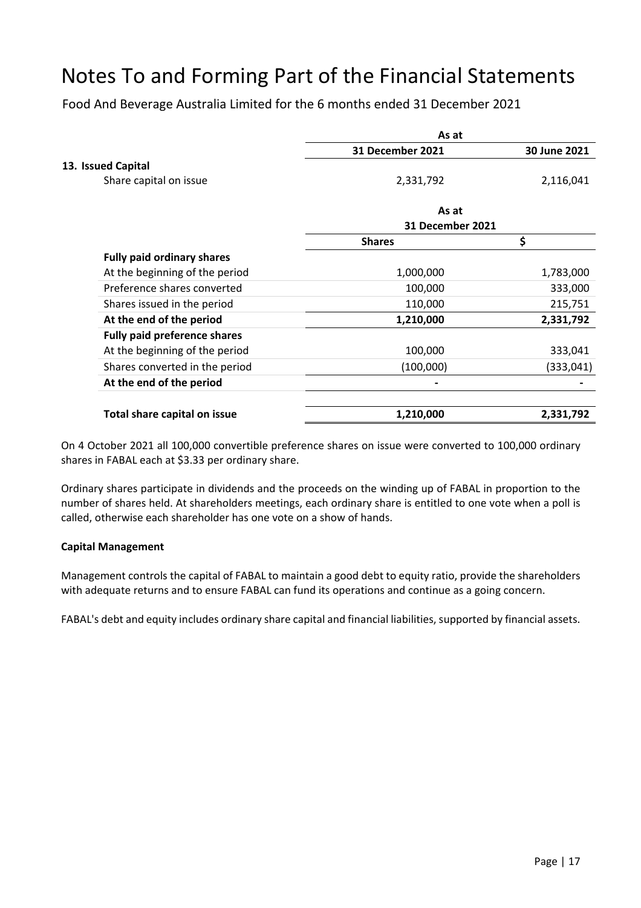# Notes To and Forming Part of the Financial Statements

Food And Beverage Australia Limited for the 6 months ended 31 December 2021

| | As at | |
|---|---|---|
| | 31 December 2021 | 30 June 2021 |
| **13. Issued Capital** | | |
| Share capital on issue | 2,331,792 | 2,116,041 |

| | As at 31 December 2021 | |
|---|---|---|
| | Shares | $ |
| **Fully paid ordinary shares** | | |
| At the beginning of the period | 1,000,000 | 1,783,000 |
| Preference shares converted | 100,000 | 333,000 |
| Shares issued in the period | 110,000 | 215,751 |
| **At the end of the period** | **1,210,000** | **2,331,792** |
| **Fully paid preference shares** | | |
| At the beginning of the period | 100,000 | 333,041 |
| Shares converted in the period | (100,000) | (333,041) |
| **At the end of the period** | **-** | **-** |
| | | |
| **Total share capital on issue** | **1,210,000** | **2,331,792** |

On 4 October 2021 all 100,000 convertible preference shares on issue were converted to 100,000 ordinary shares in FABAL each at $3.33 per ordinary share.

Ordinary shares participate in dividends and the proceeds on the winding up of FABAL in proportion to the number of shares held. At shareholders meetings, each ordinary share is entitled to one vote when a poll is called, otherwise each shareholder has one vote on a show of hands.

**Capital Management**

Management controls the capital of FABAL to maintain a good debt to equity ratio, provide the shareholders with adequate returns and to ensure FABAL can fund its operations and continue as a going concern.

FABAL's debt and equity includes ordinary share capital and financial liabilities, supported by financial assets.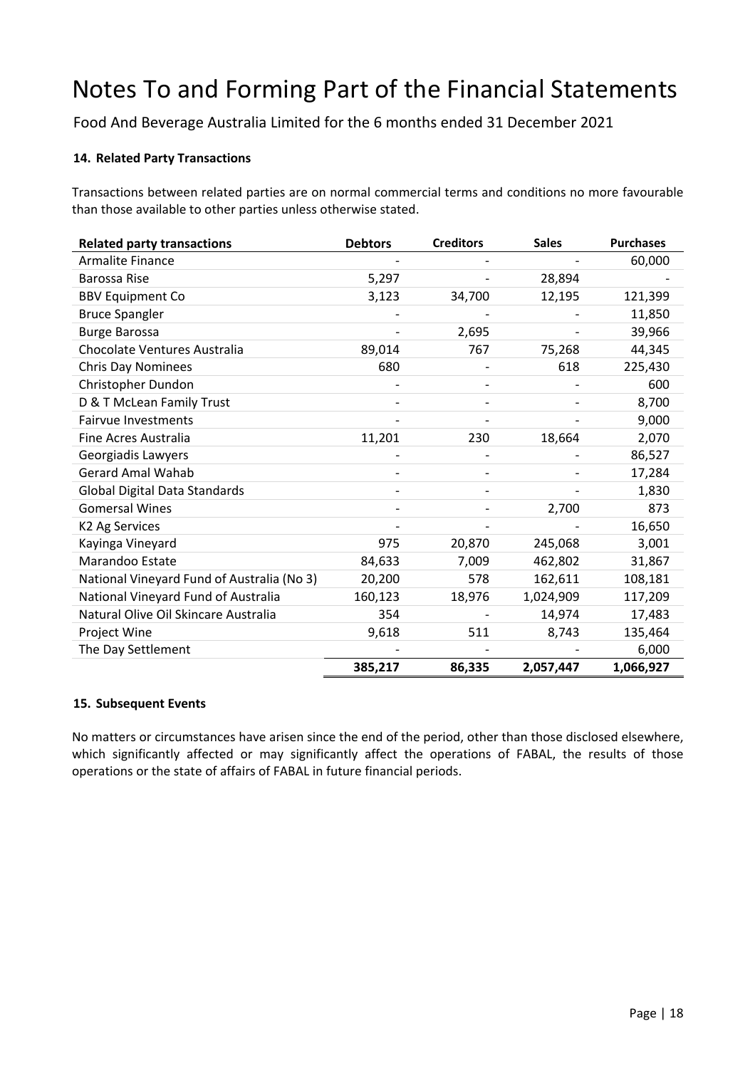# Notes To and Forming Part of the Financial Statements

Food And Beverage Australia Limited for the 6 months ended 31 December 2021

### 14. Related Party Transactions

Transactions between related parties are on normal commercial terms and conditions no more favourable than those available to other parties unless otherwise stated.

| Related party transactions | Debtors | Creditors | Sales | Purchases |
|---|---|---|---|---|
| Armalite Finance | - | - | - | 60,000 |
| Barossa Rise | 5,297 | - | 28,894 | - |
| BBV Equipment Co | 3,123 | 34,700 | 12,195 | 121,399 |
| Bruce Spangler | - | - | - | 11,850 |
| Burge Barossa | - | 2,695 | - | 39,966 |
| Chocolate Ventures Australia | 89,014 | 767 | 75,268 | 44,345 |
| Chris Day Nominees | 680 | - | 618 | 225,430 |
| Christopher Dundon | - | - | - | 600 |
| D & T McLean Family Trust | - | - | - | 8,700 |
| Fairvue Investments | - | - | - | 9,000 |
| Fine Acres Australia | 11,201 | 230 | 18,664 | 2,070 |
| Georgiadis Lawyers | - | - | - | 86,527 |
| Gerard Amal Wahab | - | - | - | 17,284 |
| Global Digital Data Standards | - | - | - | 1,830 |
| Gomersal Wines | - | - | 2,700 | 873 |
| K2 Ag Services | - | - | - | 16,650 |
| Kayinga Vineyard | 975 | 20,870 | 245,068 | 3,001 |
| Marandoo Estate | 84,633 | 7,009 | 462,802 | 31,867 |
| National Vineyard Fund of Australia (No 3) | 20,200 | 578 | 162,611 | 108,181 |
| National Vineyard Fund of Australia | 160,123 | 18,976 | 1,024,909 | 117,209 |
| Natural Olive Oil Skincare Australia | 354 | - | 14,974 | 17,483 |
| Project Wine | 9,618 | 511 | 8,743 | 135,464 |
| The Day Settlement | - | - | - | 6,000 |
| | **385,217** | **86,335** | **2,057,447** | **1,066,927** |

### 15. Subsequent Events

No matters or circumstances have arisen since the end of the period, other than those disclosed elsewhere, which significantly affected or may significantly affect the operations of FABAL, the results of those operations or the state of affairs of FABAL in future financial periods.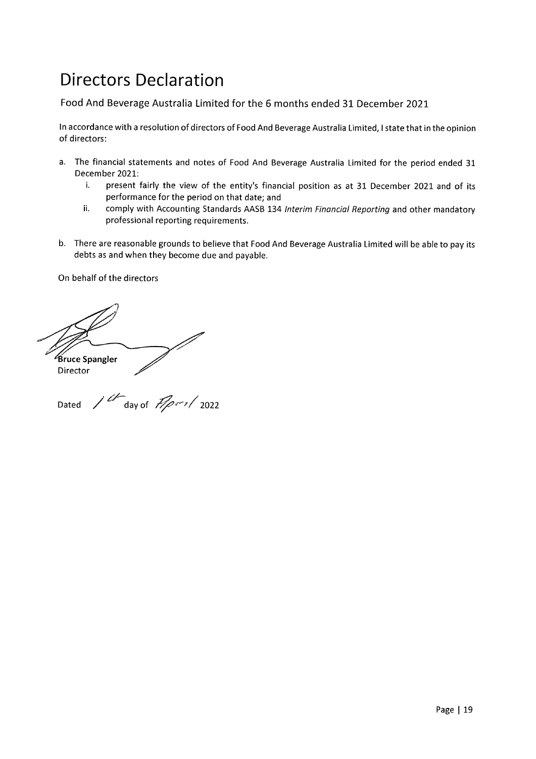# Directors Declaration

Food And Beverage Australia Limited for the 6 months ended 31 December 2021

In accordance with a resolution of directors of Food And Beverage Australia Limited, I state that in the opinion of directors:

a. The financial statements and notes of Food And Beverage Australia Limited for the period ended 31 December 2021:
   i. present fairly the view of the entity's financial position as at 31 December 2021 and of its performance for the period on that date; and
   ii. comply with Accounting Standards AASB 134 *Interim Financial Reporting* and other mandatory professional reporting requirements.

b. There are reasonable grounds to believe that Food And Beverage Australia Limited will be able to pay its debts as and when they become due and payable.

On behalf of the directors

**Bruce Spangler**
Director

Dated 1st day of April 2022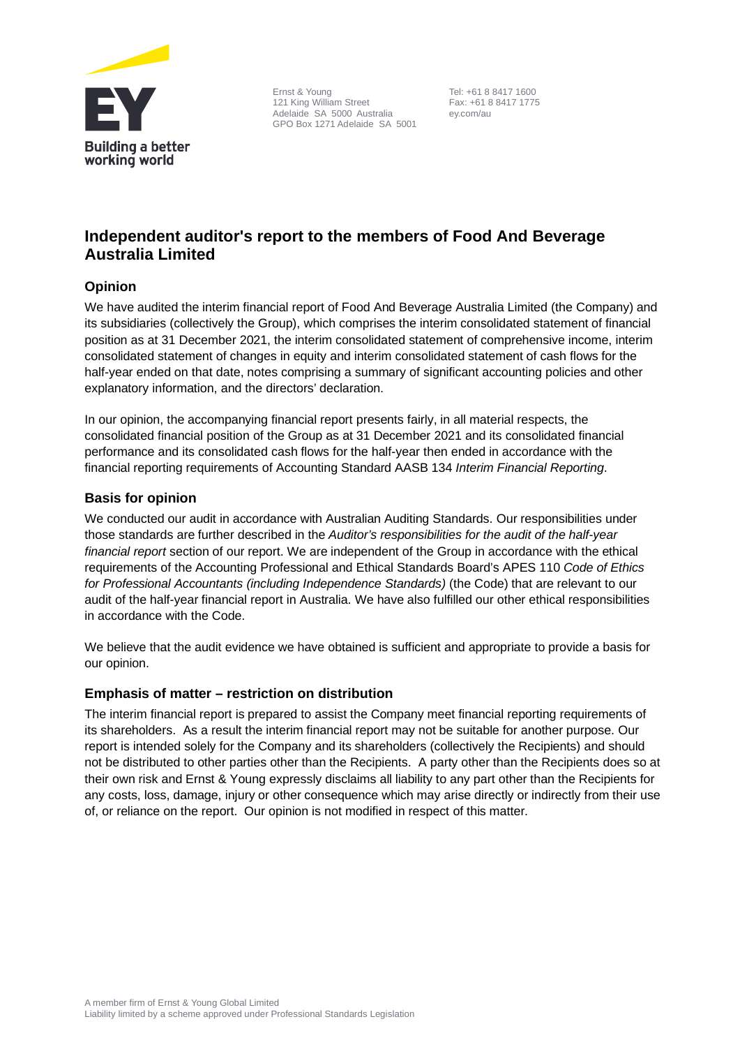Ernst & Young
121 King William Street
Adelaide SA 5000 Australia
GPO Box 1271 Adelaide SA 5001

Tel: +61 8 8417 1600
Fax: +61 8 8417 1775
ey.com/au

# Independent auditor's report to the members of Food And Beverage Australia Limited

## Opinion

We have audited the interim financial report of Food And Beverage Australia Limited (the Company) and its subsidiaries (collectively the Group), which comprises the interim consolidated statement of financial position as at 31 December 2021, the interim consolidated statement of comprehensive income, interim consolidated statement of changes in equity and interim consolidated statement of cash flows for the half-year ended on that date, notes comprising a summary of significant accounting policies and other explanatory information, and the directors' declaration.

In our opinion, the accompanying financial report presents fairly, in all material respects, the consolidated financial position of the Group as at 31 December 2021 and its consolidated financial performance and its consolidated cash flows for the half-year then ended in accordance with the financial reporting requirements of Accounting Standard AASB 134 *Interim Financial Reporting*.

## Basis for opinion

We conducted our audit in accordance with Australian Auditing Standards. Our responsibilities under those standards are further described in the *Auditor's responsibilities for the audit of the half-year financial report* section of our report. We are independent of the Group in accordance with the ethical requirements of the Accounting Professional and Ethical Standards Board's APES 110 *Code of Ethics for Professional Accountants (including Independence Standards)* (the Code) that are relevant to our audit of the half-year financial report in Australia. We have also fulfilled our other ethical responsibilities in accordance with the Code.

We believe that the audit evidence we have obtained is sufficient and appropriate to provide a basis for our opinion.

## Emphasis of matter – restriction on distribution

The interim financial report is prepared to assist the Company meet financial reporting requirements of its shareholders. As a result the interim financial report may not be suitable for another purpose. Our report is intended solely for the Company and its shareholders (collectively the Recipients) and should not be distributed to other parties other than the Recipients. A party other than the Recipients does so at their own risk and Ernst & Young expressly disclaims all liability to any part other than the Recipients for any costs, loss, damage, injury or other consequence which may arise directly or indirectly from their use of, or reliance on the report. Our opinion is not modified in respect of this matter.

A member firm of Ernst & Young Global Limited
Liability limited by a scheme approved under Professional Standards Legislation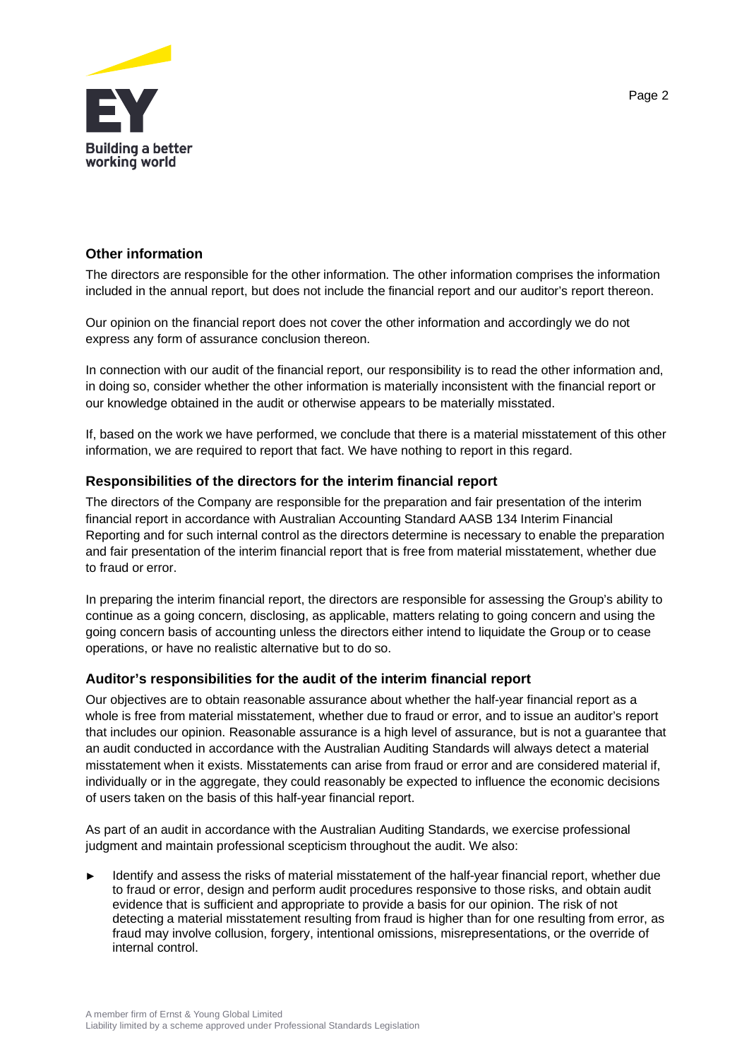## Other information

The directors are responsible for the other information. The other information comprises the information included in the annual report, but does not include the financial report and our auditor's report thereon.

Our opinion on the financial report does not cover the other information and accordingly we do not express any form of assurance conclusion thereon.

In connection with our audit of the financial report, our responsibility is to read the other information and, in doing so, consider whether the other information is materially inconsistent with the financial report or our knowledge obtained in the audit or otherwise appears to be materially misstated.

If, based on the work we have performed, we conclude that there is a material misstatement of this other information, we are required to report that fact. We have nothing to report in this regard.

### Responsibilities of the directors for the interim financial report

The directors of the Company are responsible for the preparation and fair presentation of the interim financial report in accordance with Australian Accounting Standard AASB 134 Interim Financial Reporting and for such internal control as the directors determine is necessary to enable the preparation and fair presentation of the interim financial report that is free from material misstatement, whether due to fraud or error.

In preparing the interim financial report, the directors are responsible for assessing the Group's ability to continue as a going concern, disclosing, as applicable, matters relating to going concern and using the going concern basis of accounting unless the directors either intend to liquidate the Group or to cease operations, or have no realistic alternative but to do so.

### Auditor's responsibilities for the audit of the interim financial report

Our objectives are to obtain reasonable assurance about whether the half-year financial report as a whole is free from material misstatement, whether due to fraud or error, and to issue an auditor's report that includes our opinion. Reasonable assurance is a high level of assurance, but is not a guarantee that an audit conducted in accordance with the Australian Auditing Standards will always detect a material misstatement when it exists. Misstatements can arise from fraud or error and are considered material if, individually or in the aggregate, they could reasonably be expected to influence the economic decisions of users taken on the basis of this half-year financial report.

As part of an audit in accordance with the Australian Auditing Standards, we exercise professional judgment and maintain professional scepticism throughout the audit. We also:

- Identify and assess the risks of material misstatement of the half-year financial report, whether due to fraud or error, design and perform audit procedures responsive to those risks, and obtain audit evidence that is sufficient and appropriate to provide a basis for our opinion. The risk of not detecting a material misstatement resulting from fraud is higher than for one resulting from error, as fraud may involve collusion, forgery, intentional omissions, misrepresentations, or the override of internal control.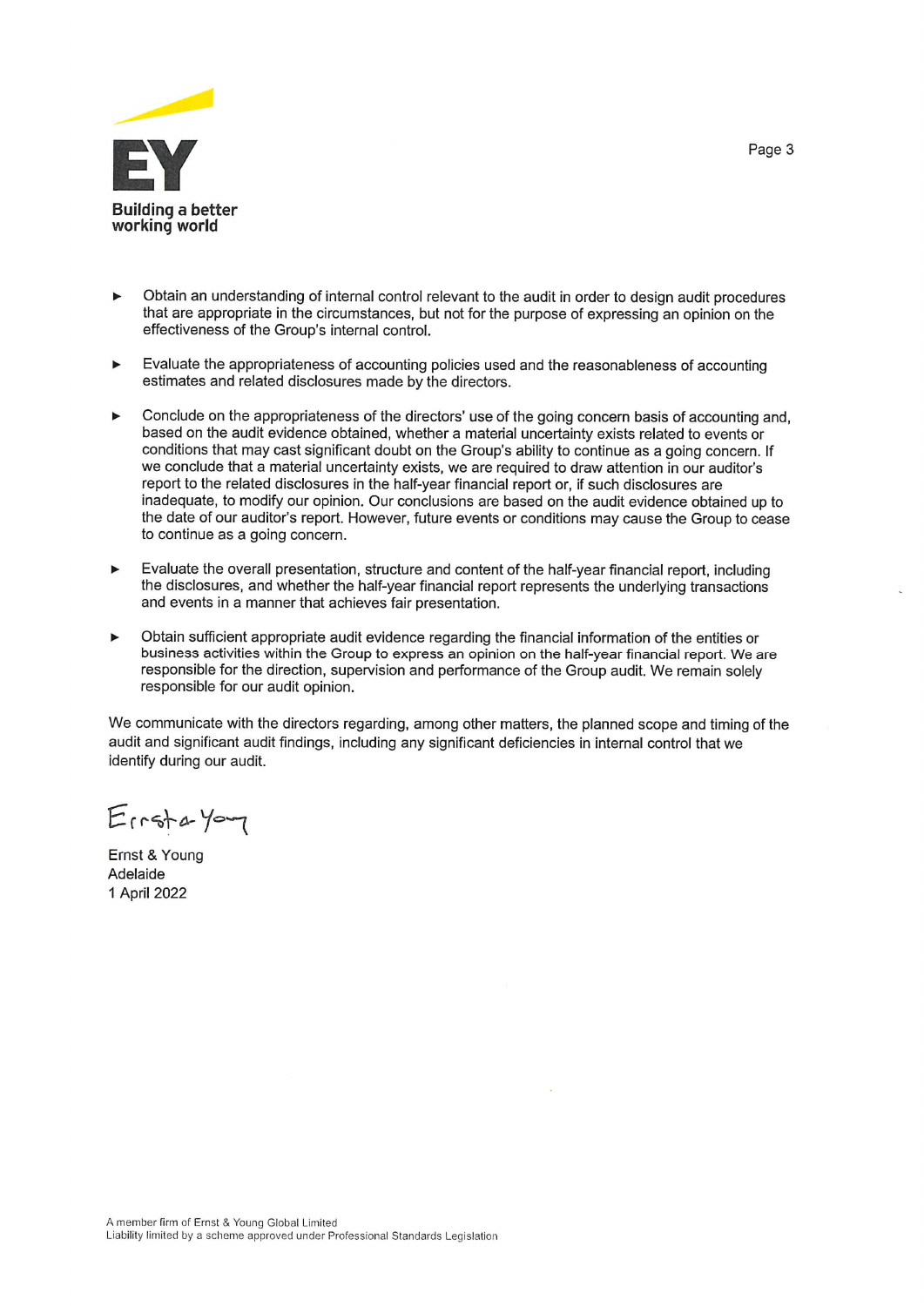- Obtain an understanding of internal control relevant to the audit in order to design audit procedures that are appropriate in the circumstances, but not for the purpose of expressing an opinion on the effectiveness of the Group's internal control.

- Evaluate the appropriateness of accounting policies used and the reasonableness of accounting estimates and related disclosures made by the directors.

- Conclude on the appropriateness of the directors' use of the going concern basis of accounting and, based on the audit evidence obtained, whether a material uncertainty exists related to events or conditions that may cast significant doubt on the Group's ability to continue as a going concern. If we conclude that a material uncertainty exists, we are required to draw attention in our auditor's report to the related disclosures in the half-year financial report or, if such disclosures are inadequate, to modify our opinion. Our conclusions are based on the audit evidence obtained up to the date of our auditor's report. However, future events or conditions may cause the Group to cease to continue as a going concern.

- Evaluate the overall presentation, structure and content of the half-year financial report, including the disclosures, and whether the half-year financial report represents the underlying transactions and events in a manner that achieves fair presentation.

- Obtain sufficient appropriate audit evidence regarding the financial information of the entities or business activities within the Group to express an opinion on the half-year financial report. We are responsible for the direction, supervision and performance of the Group audit. We remain solely responsible for our audit opinion.

We communicate with the directors regarding, among other matters, the planned scope and timing of the audit and significant audit findings, including any significant deficiencies in internal control that we identify during our audit.

Ernst & Young

Ernst & Young
Adelaide
1 April 2022

A member firm of Ernst & Young Global Limited
Liability limited by a scheme approved under Professional Standards Legislation